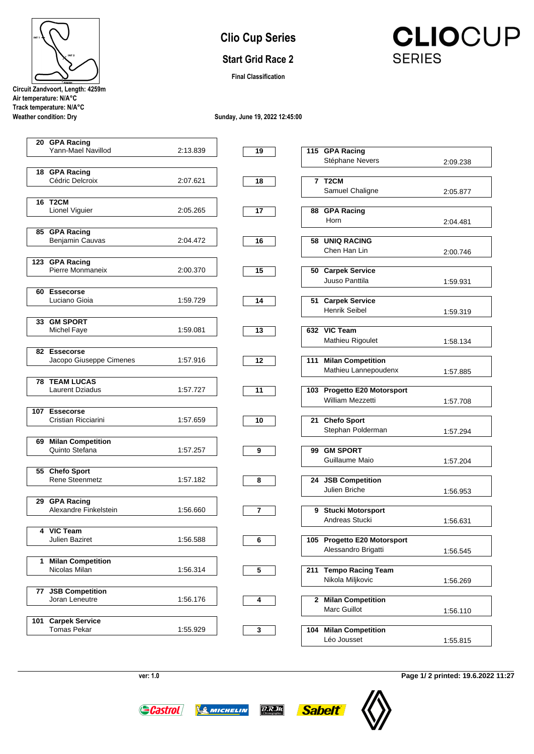# Clio Cup Series

## Start Grid Race 2

**Final Classification**

**Circuit Zandvoort, Length: 4259m**
**Air temperature: N/A°C**
**Track temperature: N/A°C**
**Weather condition: Dry**

**Sunday, June 19, 2022 12:45:00**

| No. | Team / Driver | Time | Row | No. | Team / Driver | Time |
|---|---|---|---|---|---|---|
| 20 | **GPA Racing** Yann-Mael Navillod | 2:13.839 | 19 | 115 | **GPA Racing** Stéphane Nevers | 2:09.238 |
| 18 | **GPA Racing** Cédric Delcroix | 2:07.621 | 18 | 7 | **T2CM** Samuel Chaligne | 2:05.877 |
| 16 | **T2CM** Lionel Viguier | 2:05.265 | 17 | 88 | **GPA Racing** Horn | 2:04.481 |
| 85 | **GPA Racing** Benjamin Cauvas | 2:04.472 | 16 | 58 | **UNIQ RACING** Chen Han Lin | 2:00.746 |
| 123 | **GPA Racing** Pierre Monmaneix | 2:00.370 | 15 | 50 | **Carpek Service** Juuso Panttila | 1:59.931 |
| 60 | **Essecorse** Luciano Gioia | 1:59.729 | 14 | 51 | **Carpek Service** Henrik Seibel | 1:59.319 |
| 33 | **GM SPORT** Michel Faye | 1:59.081 | 13 | 632 | **VIC Team** Mathieu Rigoulet | 1:58.134 |
| 82 | **Essecorse** Jacopo Giuseppe Cimenes | 1:57.916 | 12 | 111 | **Milan Competition** Mathieu Lannepoudenx | 1:57.885 |
| 78 | **TEAM LUCAS** Laurent Dziadus | 1:57.727 | 11 | 103 | **Progetto E20 Motorsport** William Mezzetti | 1:57.708 |
| 107 | **Essecorse** Cristian Ricciarini | 1:57.659 | 10 | 21 | **Chefo Sport** Stephan Polderman | 1:57.294 |
| 69 | **Milan Competition** Quinto Stefana | 1:57.257 | 9 | 99 | **GM SPORT** Guillaume Maio | 1:57.204 |
| 55 | **Chefo Sport** Rene Steenmetz | 1:57.182 | 8 | 24 | **JSB Competition** Julien Briche | 1:56.953 |
| 29 | **GPA Racing** Alexandre Finkelstein | 1:56.660 | 7 | 9 | **Stucki Motorsport** Andreas Stucki | 1:56.631 |
| 4 | **VIC Team** Julien Baziret | 1:56.588 | 6 | 105 | **Progetto E20 Motorsport** Alessandro Brigatti | 1:56.545 |
| 1 | **Milan Competition** Nicolas Milan | 1:56.314 | 5 | 211 | **Tempo Racing Team** Nikola Miljkovic | 1:56.269 |
| 77 | **JSB Competition** Joran Leneutre | 1:56.176 | 4 | 2 | **Milan Competition** Marc Guillot | 1:56.110 |
| 101 | **Carpek Service** Tomas Pekar | 1:55.929 | 3 | 104 | **Milan Competition** Léo Jousset | 1:55.815 |

ver: 1.0

printed: 19.6.2022 11:27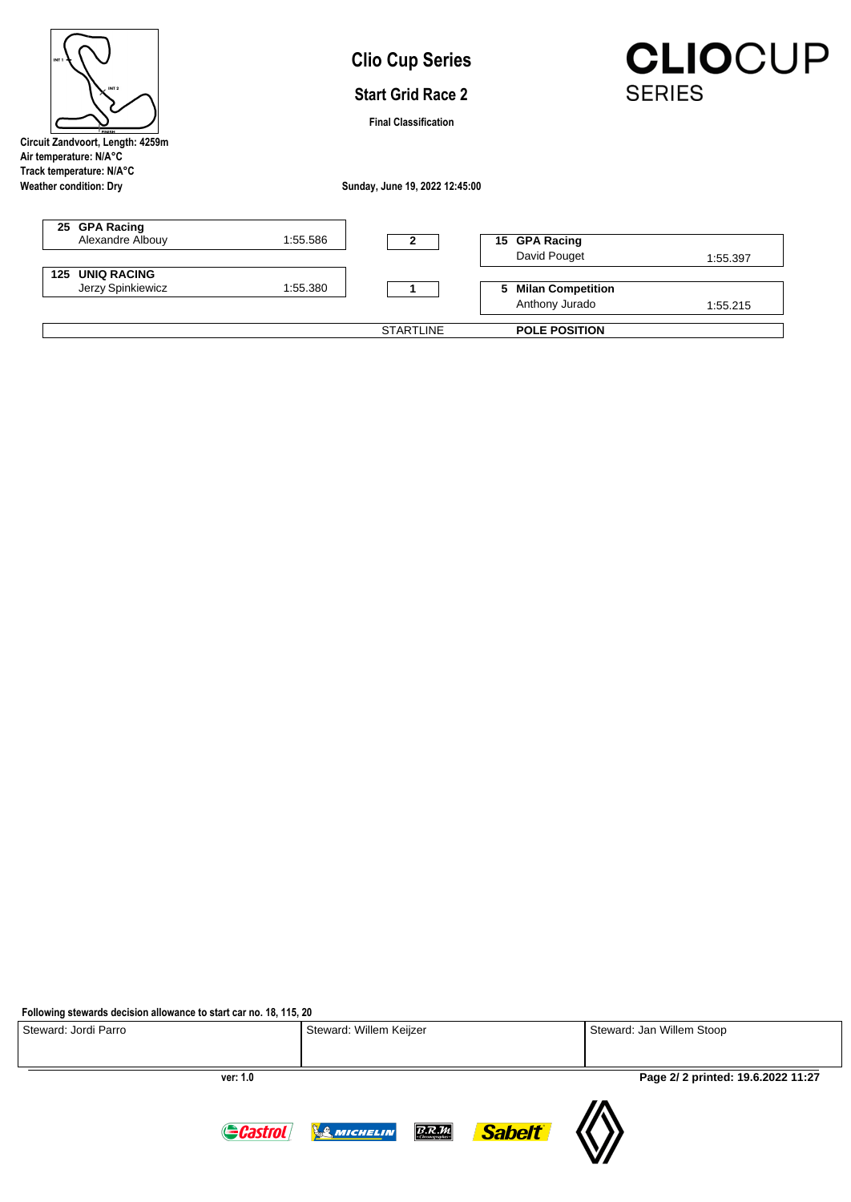# Clio Cup Series

## Start Grid Race 2

**Final Classification**

**CLIOCUP SERIES**

**Circuit Zandvoort, Length: 4259m**
**Air temperature: N/A°C**
**Track temperature: N/A°C**
**Weather condition: Dry**

**Sunday, June 19, 2022 12:45:00**

| | | | | | |
|---|---|---|---|---|---|
| **25 GPA Racing** Alexandre Albouy | 1:55.586 | **2** | **15 GPA Racing** David Pouget | 1:55.397 | |
| **125 UNIQ RACING** Jerzy Spinkiewicz | 1:55.380 | **1** | **5 Milan Competition** Anthony Jurado | 1:55.215 | |
| | | STARTLINE | **POLE POSITION** | | |

**Following stewards decision allowance to start car no. 18, 115, 20**

| | | |
|---|---|---|
| Steward: Jordi Parro | Steward: Willem Keijzer | Steward: Jan Willem Stoop |

**ver: 1.0**

**printed: 19.6.2022 11:27**